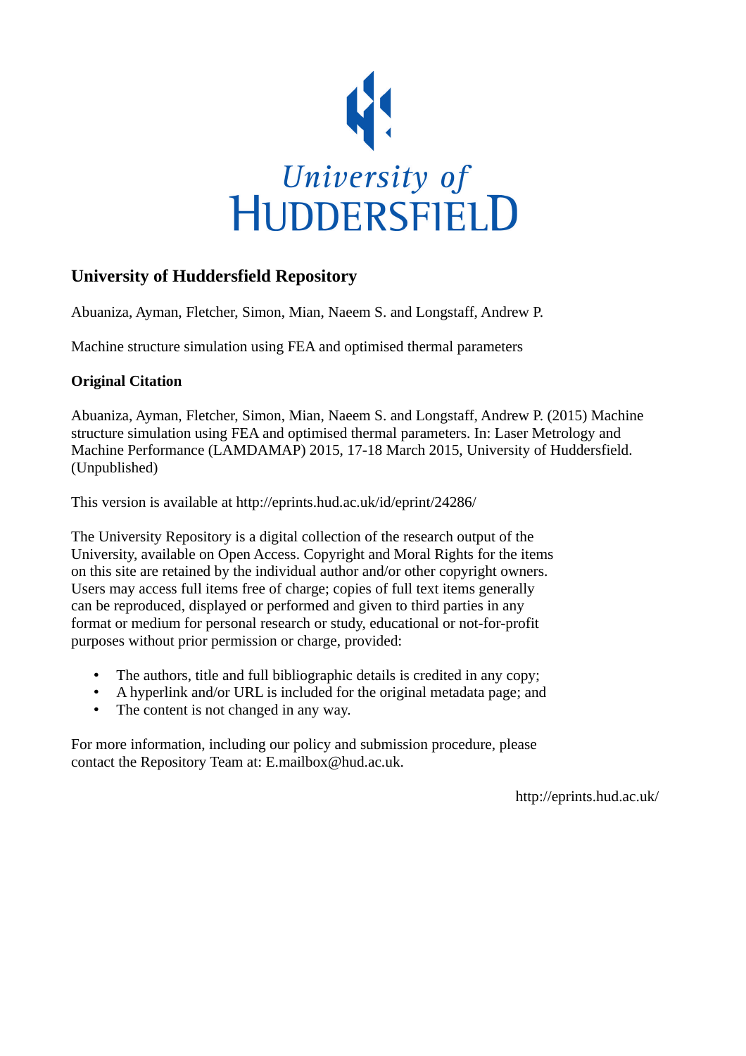University of
HUDDERSFIELD

## University of Huddersfield Repository

Abuaniza, Ayman, Fletcher, Simon, Mian, Naeem S. and Longstaff, Andrew P.

Machine structure simulation using FEA and optimised thermal parameters

### Original Citation

Abuaniza, Ayman, Fletcher, Simon, Mian, Naeem S. and Longstaff, Andrew P. (2015) Machine structure simulation using FEA and optimised thermal parameters. In: Laser Metrology and Machine Performance (LAMDAMAP) 2015, 17-18 March 2015, University of Huddersfield. (Unpublished)

This version is available at http://eprints.hud.ac.uk/id/eprint/24286/

The University Repository is a digital collection of the research output of the University, available on Open Access. Copyright and Moral Rights for the items on this site are retained by the individual author and/or other copyright owners. Users may access full items free of charge; copies of full text items generally can be reproduced, displayed or performed and given to third parties in any format or medium for personal research or study, educational or not-for-profit purposes without prior permission or charge, provided:

- The authors, title and full bibliographic details is credited in any copy;
- A hyperlink and/or URL is included for the original metadata page; and
- The content is not changed in any way.

For more information, including our policy and submission procedure, please contact the Repository Team at: E.mailbox@hud.ac.uk.

http://eprints.hud.ac.uk/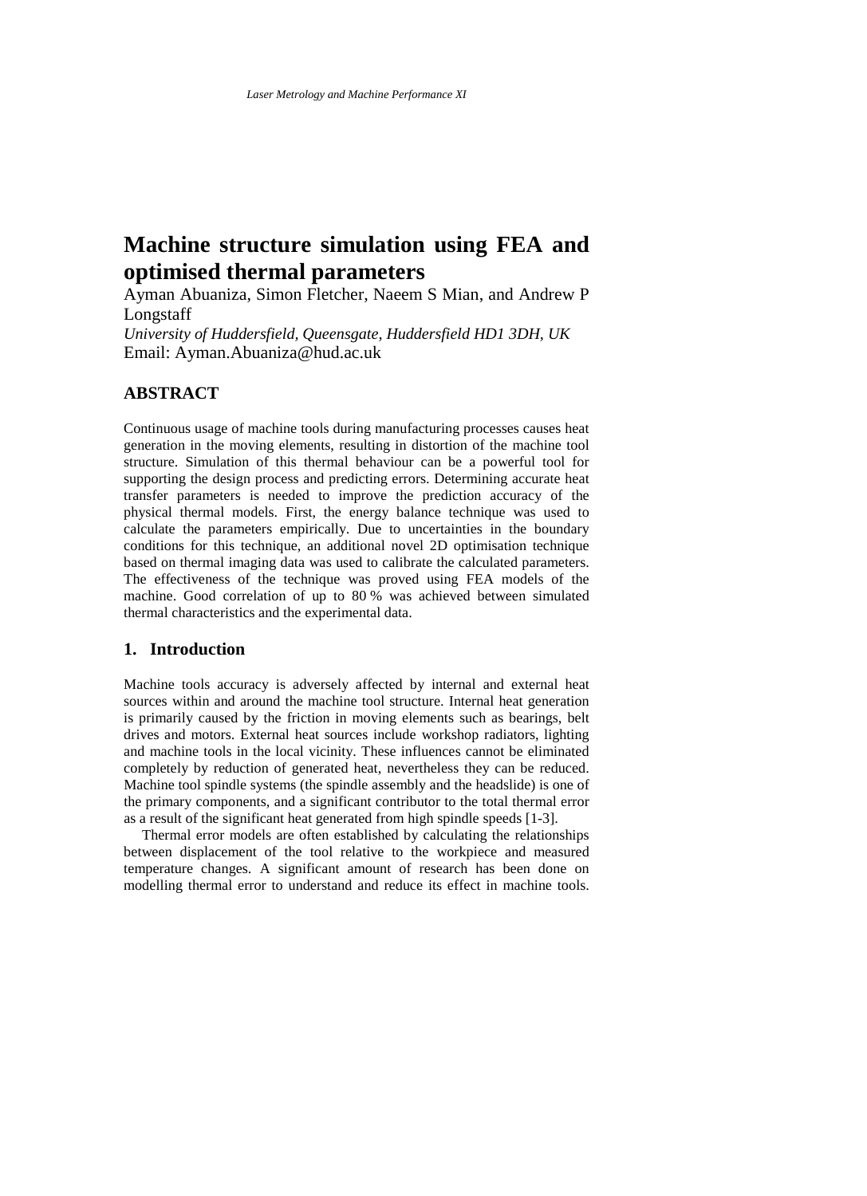# Machine structure simulation using FEA and optimised thermal parameters

Ayman Abuaniza, Simon Fletcher, Naeem S Mian, and Andrew P Longstaff

*University of Huddersfield, Queensgate, Huddersfield HD1 3DH, UK*

Email: Ayman.Abuaniza@hud.ac.uk

## ABSTRACT

Continuous usage of machine tools during manufacturing processes causes heat generation in the moving elements, resulting in distortion of the machine tool structure. Simulation of this thermal behaviour can be a powerful tool for supporting the design process and predicting errors. Determining accurate heat transfer parameters is needed to improve the prediction accuracy of the physical thermal models. First, the energy balance technique was used to calculate the parameters empirically. Due to uncertainties in the boundary conditions for this technique, an additional novel 2D optimisation technique based on thermal imaging data was used to calibrate the calculated parameters. The effectiveness of the technique was proved using FEA models of the machine. Good correlation of up to 80 % was achieved between simulated thermal characteristics and the experimental data.

## 1. Introduction

Machine tools accuracy is adversely affected by internal and external heat sources within and around the machine tool structure. Internal heat generation is primarily caused by the friction in moving elements such as bearings, belt drives and motors. External heat sources include workshop radiators, lighting and machine tools in the local vicinity. These influences cannot be eliminated completely by reduction of generated heat, nevertheless they can be reduced. Machine tool spindle systems (the spindle assembly and the headslide) is one of the primary components, and a significant contributor to the total thermal error as a result of the significant heat generated from high spindle speeds [1-3].

Thermal error models are often established by calculating the relationships between displacement of the tool relative to the workpiece and measured temperature changes. A significant amount of research has been done on modelling thermal error to understand and reduce its effect in machine tools.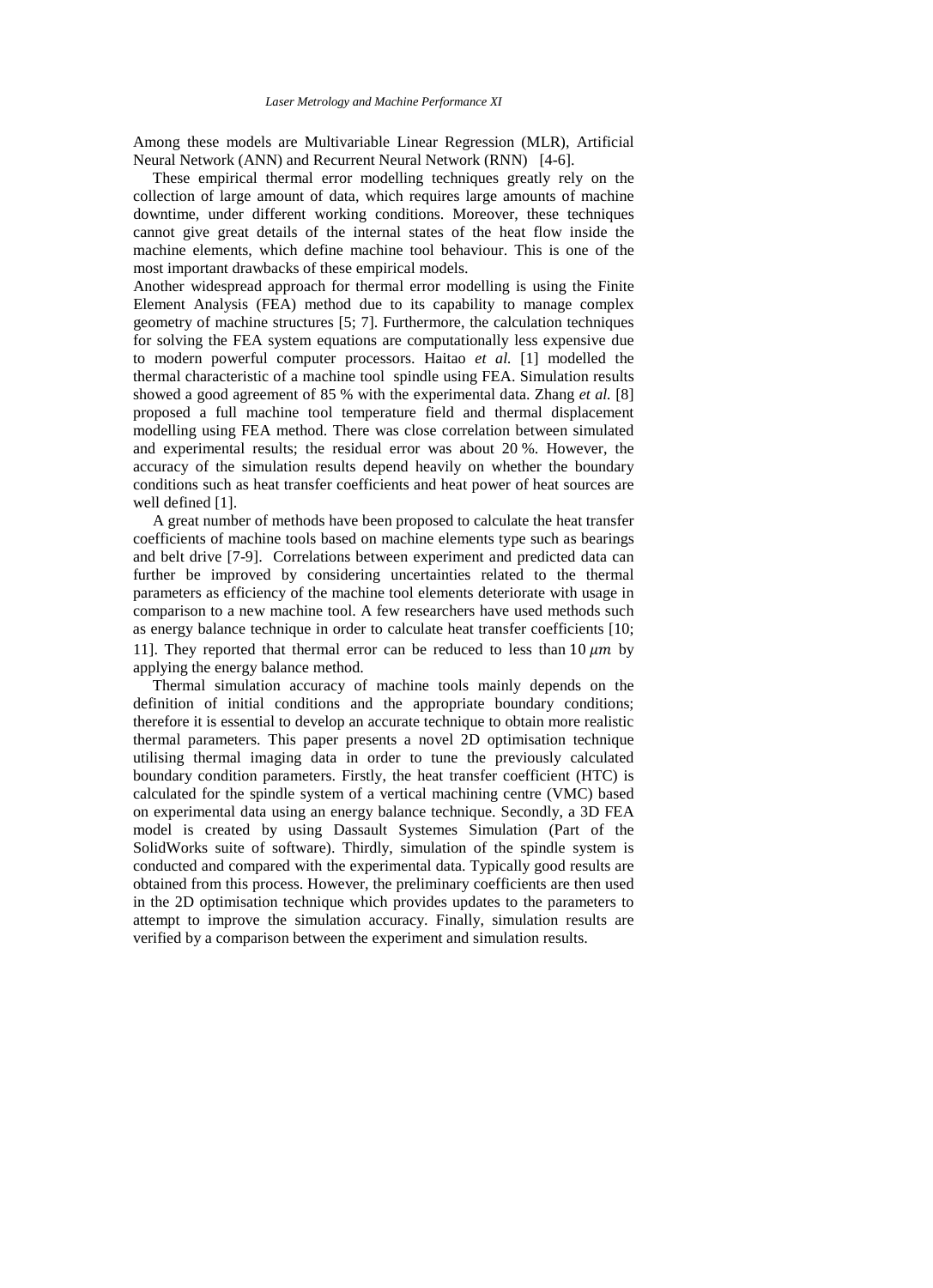Among these models are Multivariable Linear Regression (MLR), Artificial Neural Network (ANN) and Recurrent Neural Network (RNN) [4-6].

These empirical thermal error modelling techniques greatly rely on the collection of large amount of data, which requires large amounts of machine downtime, under different working conditions. Moreover, these techniques cannot give great details of the internal states of the heat flow inside the machine elements, which define machine tool behaviour. This is one of the most important drawbacks of these empirical models.

Another widespread approach for thermal error modelling is using the Finite Element Analysis (FEA) method due to its capability to manage complex geometry of machine structures [5; 7]. Furthermore, the calculation techniques for solving the FEA system equations are computationally less expensive due to modern powerful computer processors. Haitao *et al.* [1] modelled the thermal characteristic of a machine tool spindle using FEA. Simulation results showed a good agreement of 85 % with the experimental data. Zhang *et al.* [8] proposed a full machine tool temperature field and thermal displacement modelling using FEA method. There was close correlation between simulated and experimental results; the residual error was about 20 %. However, the accuracy of the simulation results depend heavily on whether the boundary conditions such as heat transfer coefficients and heat power of heat sources are well defined [1].

A great number of methods have been proposed to calculate the heat transfer coefficients of machine tools based on machine elements type such as bearings and belt drive [7-9]. Correlations between experiment and predicted data can further be improved by considering uncertainties related to the thermal parameters as efficiency of the machine tool elements deteriorate with usage in comparison to a new machine tool. A few researchers have used methods such as energy balance technique in order to calculate heat transfer coefficients [10; 11]. They reported that thermal error can be reduced to less than $10\ \mu m$ by applying the energy balance method.

Thermal simulation accuracy of machine tools mainly depends on the definition of initial conditions and the appropriate boundary conditions; therefore it is essential to develop an accurate technique to obtain more realistic thermal parameters. This paper presents a novel 2D optimisation technique utilising thermal imaging data in order to tune the previously calculated boundary condition parameters. Firstly, the heat transfer coefficient (HTC) is calculated for the spindle system of a vertical machining centre (VMC) based on experimental data using an energy balance technique. Secondly, a 3D FEA model is created by using Dassault Systemes Simulation (Part of the SolidWorks suite of software). Thirdly, simulation of the spindle system is conducted and compared with the experimental data. Typically good results are obtained from this process. However, the preliminary coefficients are then used in the 2D optimisation technique which provides updates to the parameters to attempt to improve the simulation accuracy. Finally, simulation results are verified by a comparison between the experiment and simulation results.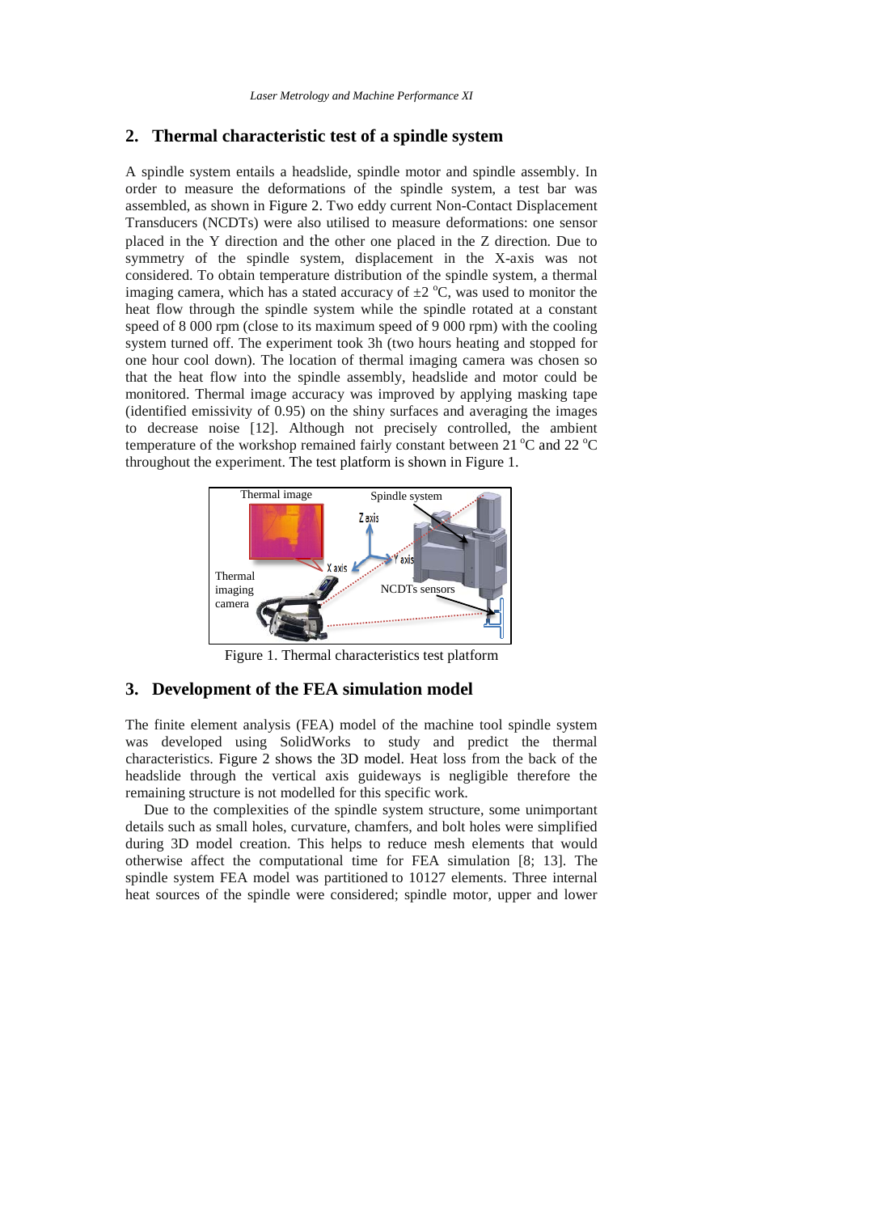## 2. Thermal characteristic test of a spindle system

A spindle system entails a headslide, spindle motor and spindle assembly. In order to measure the deformations of the spindle system, a test bar was assembled, as shown in Figure 2. Two eddy current Non-Contact Displacement Transducers (NCDTs) were also utilised to measure deformations: one sensor placed in the Y direction and the other one placed in the Z direction. Due to symmetry of the spindle system, displacement in the X-axis was not considered. To obtain temperature distribution of the spindle system, a thermal imaging camera, which has a stated accuracy of ±2 °C, was used to monitor the heat flow through the spindle system while the spindle rotated at a constant speed of 8 000 rpm (close to its maximum speed of 9 000 rpm) with the cooling system turned off. The experiment took 3h (two hours heating and stopped for one hour cool down). The location of thermal imaging camera was chosen so that the heat flow into the spindle assembly, headslide and motor could be monitored. Thermal image accuracy was improved by applying masking tape (identified emissivity of 0.95) on the shiny surfaces and averaging the images to decrease noise [12]. Although not precisely controlled, the ambient temperature of the workshop remained fairly constant between 21 °C and 22 °C throughout the experiment. The test platform is shown in Figure 1.

Figure 1. Thermal characteristics test platform

## 3. Development of the FEA simulation model

The finite element analysis (FEA) model of the machine tool spindle system was developed using SolidWorks to study and predict the thermal characteristics. Figure 2 shows the 3D model. Heat loss from the back of the headslide through the vertical axis guideways is negligible therefore the remaining structure is not modelled for this specific work.

Due to the complexities of the spindle system structure, some unimportant details such as small holes, curvature, chamfers, and bolt holes were simplified during 3D model creation. This helps to reduce mesh elements that would otherwise affect the computational time for FEA simulation [8; 13]. The spindle system FEA model was partitioned to 10127 elements. Three internal heat sources of the spindle were considered; spindle motor, upper and lower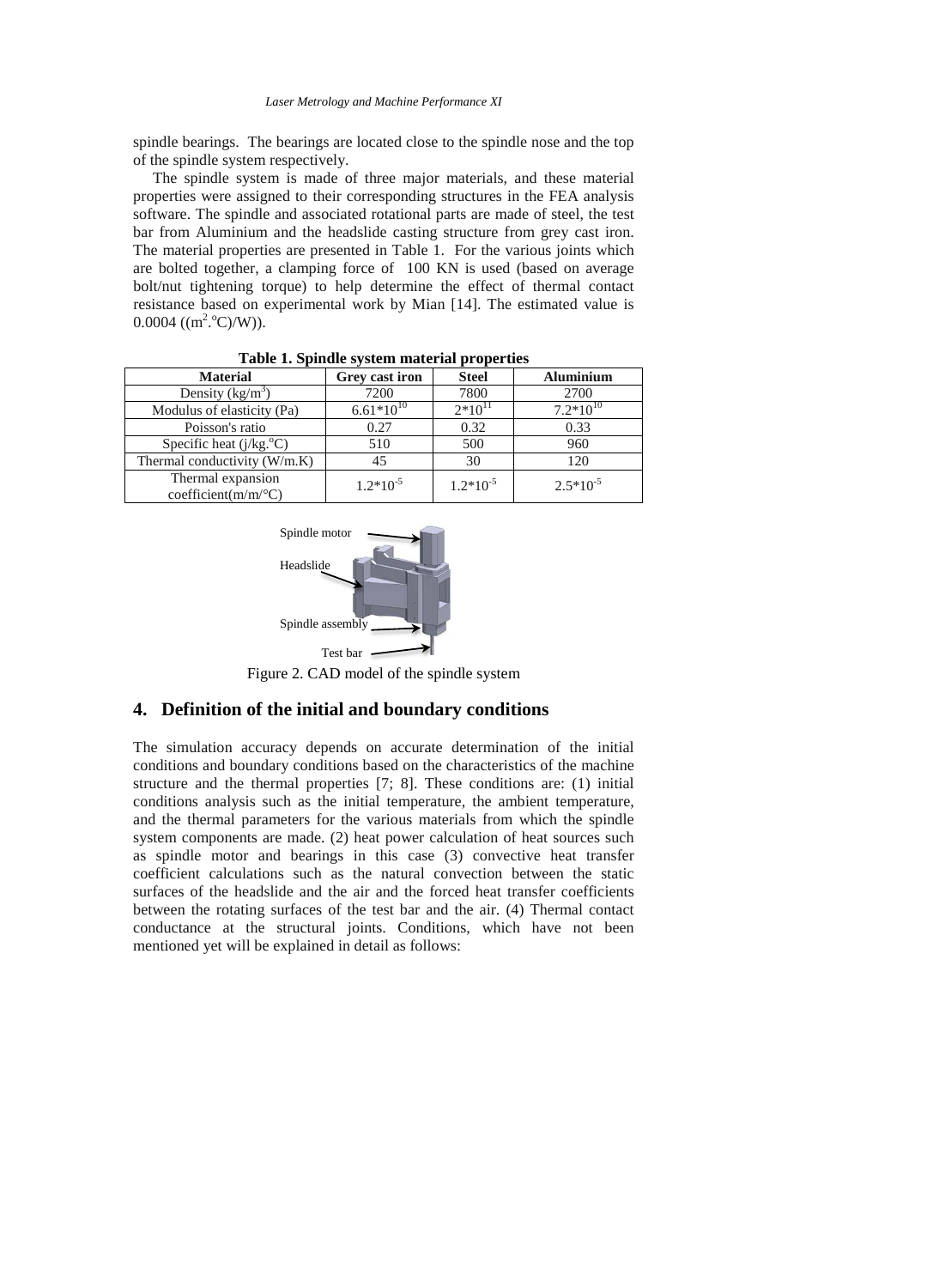spindle bearings. The bearings are located close to the spindle nose and the top of the spindle system respectively.

The spindle system is made of three major materials, and these material properties were assigned to their corresponding structures in the FEA analysis software. The spindle and associated rotational parts are made of steel, the test bar from Aluminium and the headslide casting structure from grey cast iron. The material properties are presented in Table 1. For the various joints which are bolted together, a clamping force of 100 KN is used (based on average bolt/nut tightening torque) to help determine the effect of thermal contact resistance based on experimental work by Mian [14]. The estimated value is 0.0004 (($m^2$.°C)/W)).

**Table 1. Spindle system material properties**

| Material | Grey cast iron | Steel | Aluminium |
|---|---|---|---|
| Density ($kg/m^3$) | 7200 | 7800 | 2700 |
| Modulus of elasticity (Pa) | $6.61*10^{10}$ | $2*10^{11}$ | $7.2*10^{10}$ |
| Poisson's ratio | 0.27 | 0.32 | 0.33 |
| Specific heat (j/kg.°C) | 510 | 500 | 960 |
| Thermal conductivity (W/m.K) | 45 | 30 | 120 |
| Thermal expansion coefficient(m/m/°C) | $1.2*10^{-5}$ | $1.2*10^{-5}$ | $2.5*10^{-5}$ |

Spindle motor

Headslide

Spindle assembly

Test bar

Figure 2. CAD model of the spindle system

## 4. Definition of the initial and boundary conditions

The simulation accuracy depends on accurate determination of the initial conditions and boundary conditions based on the characteristics of the machine structure and the thermal properties [7; 8]. These conditions are: (1) initial conditions analysis such as the initial temperature, the ambient temperature, and the thermal parameters for the various materials from which the spindle system components are made. (2) heat power calculation of heat sources such as spindle motor and bearings in this case (3) convective heat transfer coefficient calculations such as the natural convection between the static surfaces of the headslide and the air and the forced heat transfer coefficients between the rotating surfaces of the test bar and the air. (4) Thermal contact conductance at the structural joints. Conditions, which have not been mentioned yet will be explained in detail as follows: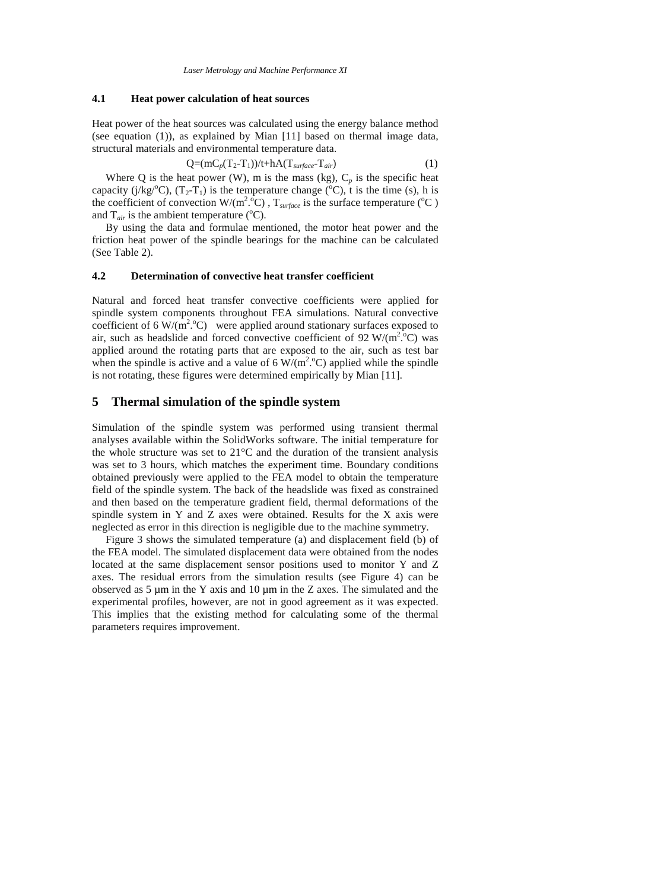### 4.1 Heat power calculation of heat sources

Heat power of the heat sources was calculated using the energy balance method (see equation (1)), as explained by Mian [11] based on thermal image data, structural materials and environmental temperature data.

$$Q=(mC_p(T_2-T_1))/t+hA(T_{surface}-T_{air}) \tag{1}$$

Where Q is the heat power (W), m is the mass (kg), $C_p$ is the specific heat capacity (j/kg/°C), $(T_2-T_1)$ is the temperature change (°C), t is the time (s), h is the coefficient of convection W/(m$^2$.°C) , $T_{surface}$ is the surface temperature (°C ) and $T_{air}$ is the ambient temperature (°C).

By using the data and formulae mentioned, the motor heat power and the friction heat power of the spindle bearings for the machine can be calculated (See Table 2).

### 4.2 Determination of convective heat transfer coefficient

Natural and forced heat transfer convective coefficients were applied for spindle system components throughout FEA simulations. Natural convective coefficient of 6 W/(m$^2$.°C) were applied around stationary surfaces exposed to air, such as headslide and forced convective coefficient of 92 W/(m$^2$.°C) was applied around the rotating parts that are exposed to the air, such as test bar when the spindle is active and a value of 6 W/(m$^2$.°C) applied while the spindle is not rotating, these figures were determined empirically by Mian [11].

## 5 Thermal simulation of the spindle system

Simulation of the spindle system was performed using transient thermal analyses available within the SolidWorks software. The initial temperature for the whole structure was set to 21°C and the duration of the transient analysis was set to 3 hours, which matches the experiment time. Boundary conditions obtained previously were applied to the FEA model to obtain the temperature field of the spindle system. The back of the headslide was fixed as constrained and then based on the temperature gradient field, thermal deformations of the spindle system in Y and Z axes were obtained. Results for the X axis were neglected as error in this direction is negligible due to the machine symmetry.

Figure 3 shows the simulated temperature (a) and displacement field (b) of the FEA model. The simulated displacement data were obtained from the nodes located at the same displacement sensor positions used to monitor Y and Z axes. The residual errors from the simulation results (see Figure 4) can be observed as 5 µm in the Y axis and 10 µm in the Z axes. The simulated and the experimental profiles, however, are not in good agreement as it was expected. This implies that the existing method for calculating some of the thermal parameters requires improvement.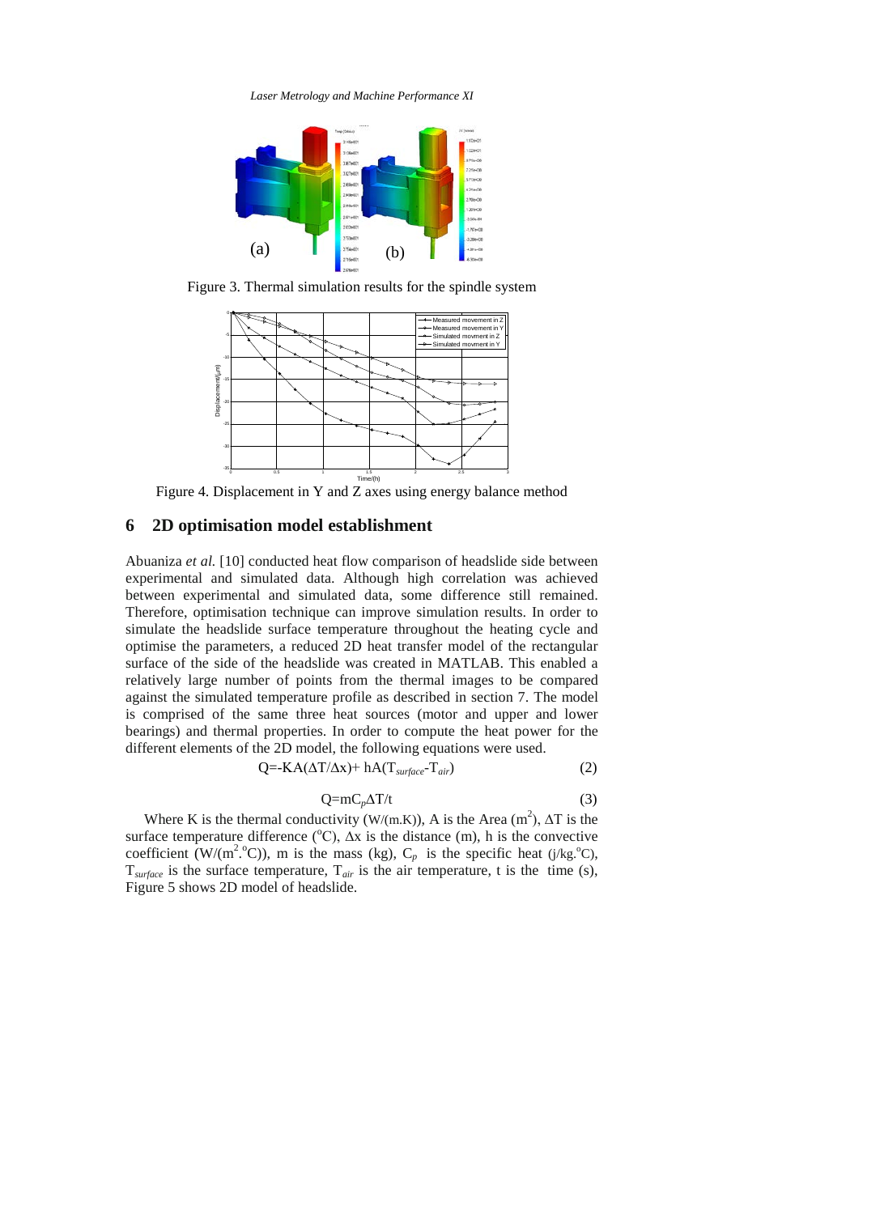Figure 3. Thermal simulation results for the spindle system

Figure 4. Displacement in Y and Z axes using energy balance method

## 6 2D optimisation model establishment

Abuaniza *et al.* [10] conducted heat flow comparison of headslide side between experimental and simulated data. Although high correlation was achieved between experimental and simulated data, some difference still remained. Therefore, optimisation technique can improve simulation results. In order to simulate the headslide surface temperature throughout the heating cycle and optimise the parameters, a reduced 2D heat transfer model of the rectangular surface of the side of the headslide was created in MATLAB. This enabled a relatively large number of points from the thermal images to be compared against the simulated temperature profile as described in section 7. The model is comprised of the same three heat sources (motor and upper and lower bearings) and thermal properties. In order to compute the heat power for the different elements of the 2D model, the following equations were used.

$$Q=-KA(\Delta T/\Delta x)+ hA(T_{surface}-T_{air}) \tag{2}$$

$$Q=mC_p\Delta T/t \tag{3}$$

Where K is the thermal conductivity (W/(m.K)), A is the Area ($m^2$), $\Delta T$ is the surface temperature difference ($^oC$), $\Delta x$ is the distance (m), h is the convective coefficient (W/($m^2$.$^oC$)), m is the mass (kg), $C_p$ is the specific heat (j/kg.$^oC$), $T_{surface}$ is the surface temperature, $T_{air}$ is the air temperature, t is the time (s), Figure 5 shows 2D model of headslide.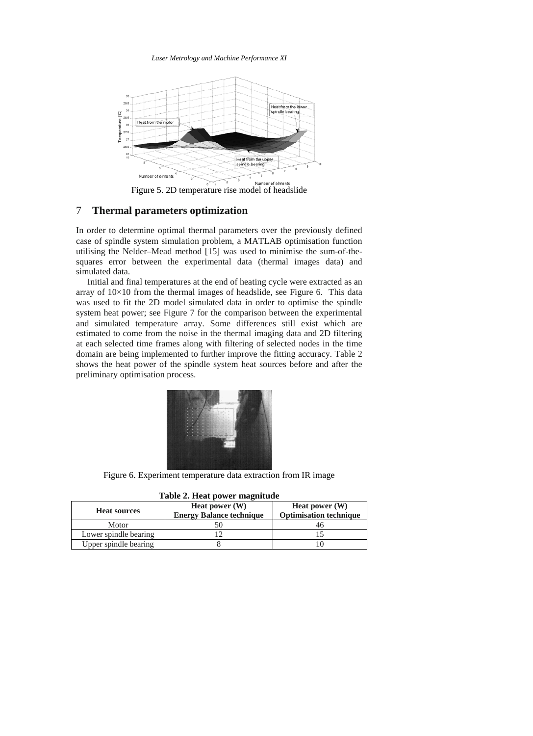Figure 5. 2D temperature rise model of headslide

## 7 Thermal parameters optimization

In order to determine optimal thermal parameters over the previously defined case of spindle system simulation problem, a MATLAB optimisation function utilising the Nelder–Mead method [15] was used to minimise the sum-of-the-squares error between the experimental data (thermal images data) and simulated data.

Initial and final temperatures at the end of heating cycle were extracted as an array of 10×10 from the thermal images of headslide, see Figure 6. This data was used to fit the 2D model simulated data in order to optimise the spindle system heat power; see Figure 7 for the comparison between the experimental and simulated temperature array. Some differences still exist which are estimated to come from the noise in the thermal imaging data and 2D filtering at each selected time frames along with filtering of selected nodes in the time domain are being implemented to further improve the fitting accuracy. Table 2 shows the heat power of the spindle system heat sources before and after the preliminary optimisation process.

Figure 6. Experiment temperature data extraction from IR image

**Table 2. Heat power magnitude**

| Heat sources | Heat power (W) Energy Balance technique | Heat power (W) Optimisation technique |
|---|---|---|
| Motor | 50 | 46 |
| Lower spindle bearing | 12 | 15 |
| Upper spindle bearing | 8 | 10 |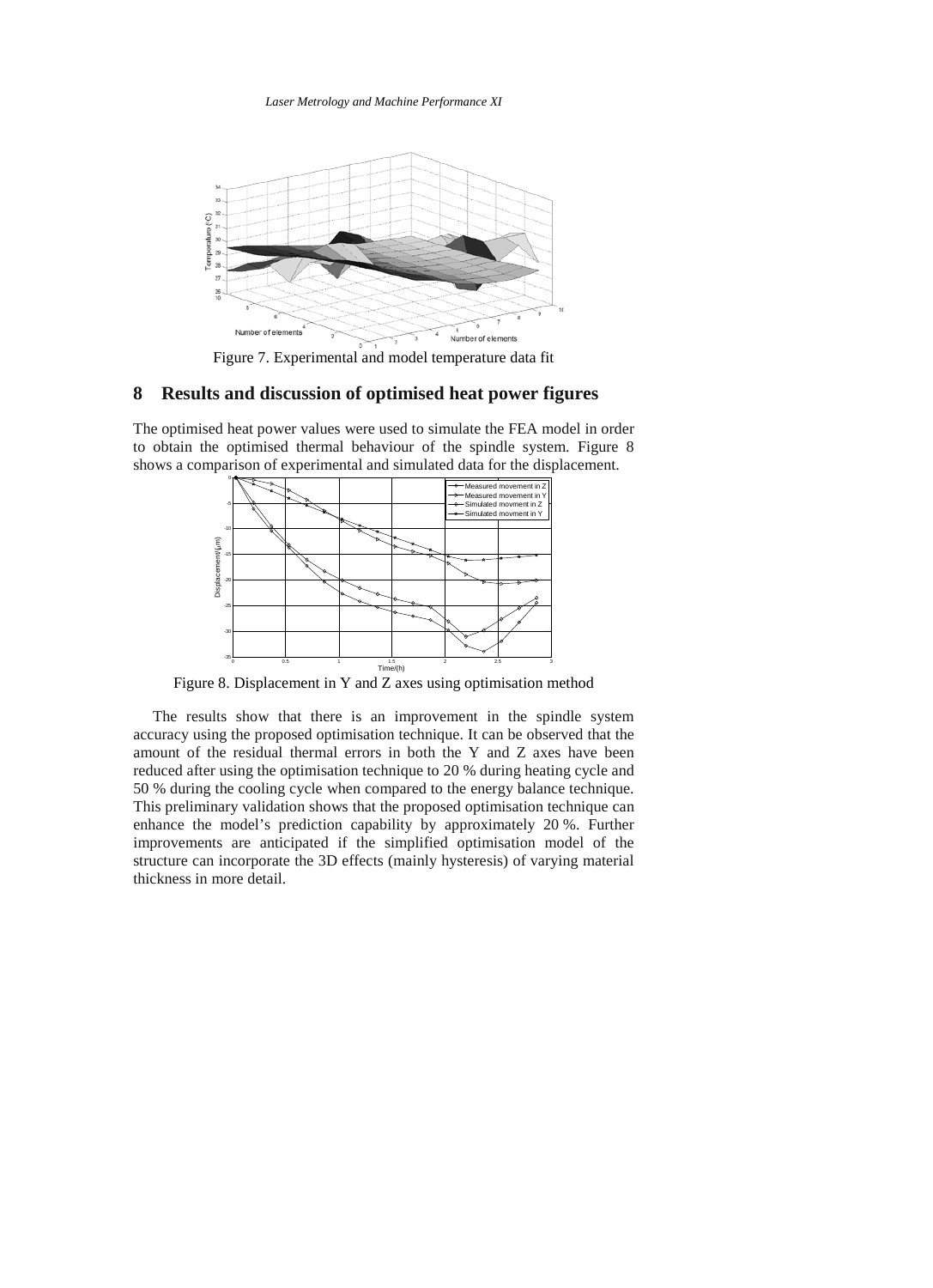Figure 7. Experimental and model temperature data fit

## 8 Results and discussion of optimised heat power figures

The optimised heat power values were used to simulate the FEA model in order to obtain the optimised thermal behaviour of the spindle system. Figure 8 shows a comparison of experimental and simulated data for the displacement.

Figure 8. Displacement in Y and Z axes using optimisation method

The results show that there is an improvement in the spindle system accuracy using the proposed optimisation technique. It can be observed that the amount of the residual thermal errors in both the Y and Z axes have been reduced after using the optimisation technique to 20 % during heating cycle and 50 % during the cooling cycle when compared to the energy balance technique. This preliminary validation shows that the proposed optimisation technique can enhance the model's prediction capability by approximately 20 %. Further improvements are anticipated if the simplified optimisation model of the structure can incorporate the 3D effects (mainly hysteresis) of varying material thickness in more detail.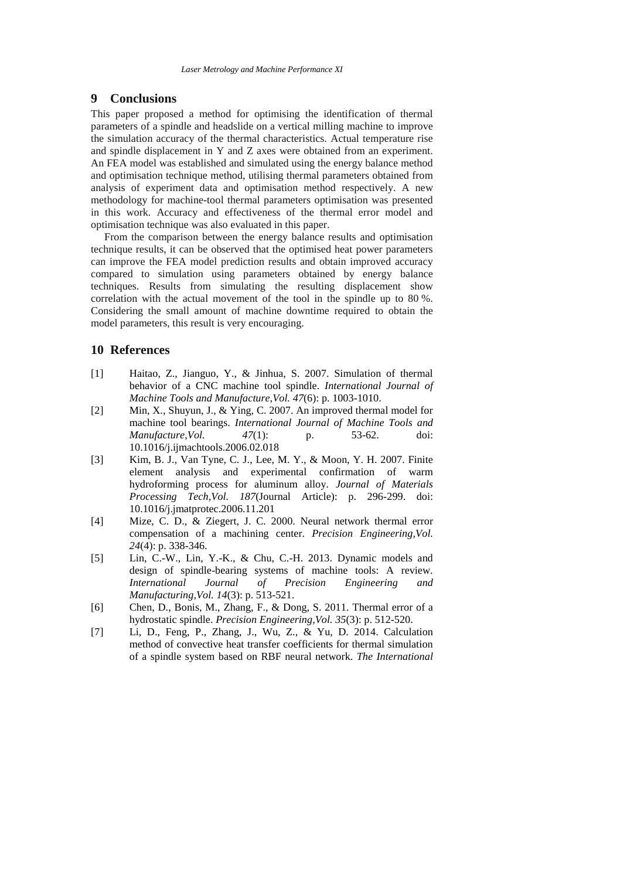## 9 Conclusions

This paper proposed a method for optimising the identification of thermal parameters of a spindle and headslide on a vertical milling machine to improve the simulation accuracy of the thermal characteristics. Actual temperature rise and spindle displacement in Y and Z axes were obtained from an experiment. An FEA model was established and simulated using the energy balance method and optimisation technique method, utilising thermal parameters obtained from analysis of experiment data and optimisation method respectively. A new methodology for machine-tool thermal parameters optimisation was presented in this work. Accuracy and effectiveness of the thermal error model and optimisation technique was also evaluated in this paper.

From the comparison between the energy balance results and optimisation technique results, it can be observed that the optimised heat power parameters can improve the FEA model prediction results and obtain improved accuracy compared to simulation using parameters obtained by energy balance techniques. Results from simulating the resulting displacement show correlation with the actual movement of the tool in the spindle up to 80 %. Considering the small amount of machine downtime required to obtain the model parameters, this result is very encouraging.

## 10 References

[1] Haitao, Z., Jianguo, Y., & Jinhua, S. 2007. Simulation of thermal behavior of a CNC machine tool spindle. *International Journal of Machine Tools and Manufacture,Vol. 47*(6): p. 1003-1010.

[2] Min, X., Shuyun, J., & Ying, C. 2007. An improved thermal model for machine tool bearings. *International Journal of Machine Tools and Manufacture,Vol. 47*(1): p. 53-62. doi: 10.1016/j.ijmachtools.2006.02.018

[3] Kim, B. J., Van Tyne, C. J., Lee, M. Y., & Moon, Y. H. 2007. Finite element analysis and experimental confirmation of warm hydroforming process for aluminum alloy. *Journal of Materials Processing Tech,Vol. 187*(Journal Article): p. 296-299. doi: 10.1016/j.jmatprotec.2006.11.201

[4] Mize, C. D., & Ziegert, J. C. 2000. Neural network thermal error compensation of a machining center. *Precision Engineering,Vol. 24*(4): p. 338-346.

[5] Lin, C.-W., Lin, Y.-K., & Chu, C.-H. 2013. Dynamic models and design of spindle-bearing systems of machine tools: A review. *International Journal of Precision Engineering and Manufacturing,Vol. 14*(3): p. 513-521.

[6] Chen, D., Bonis, M., Zhang, F., & Dong, S. 2011. Thermal error of a hydrostatic spindle. *Precision Engineering,Vol. 35*(3): p. 512-520.

[7] Li, D., Feng, P., Zhang, J., Wu, Z., & Yu, D. 2014. Calculation method of convective heat transfer coefficients for thermal simulation of a spindle system based on RBF neural network. *The International*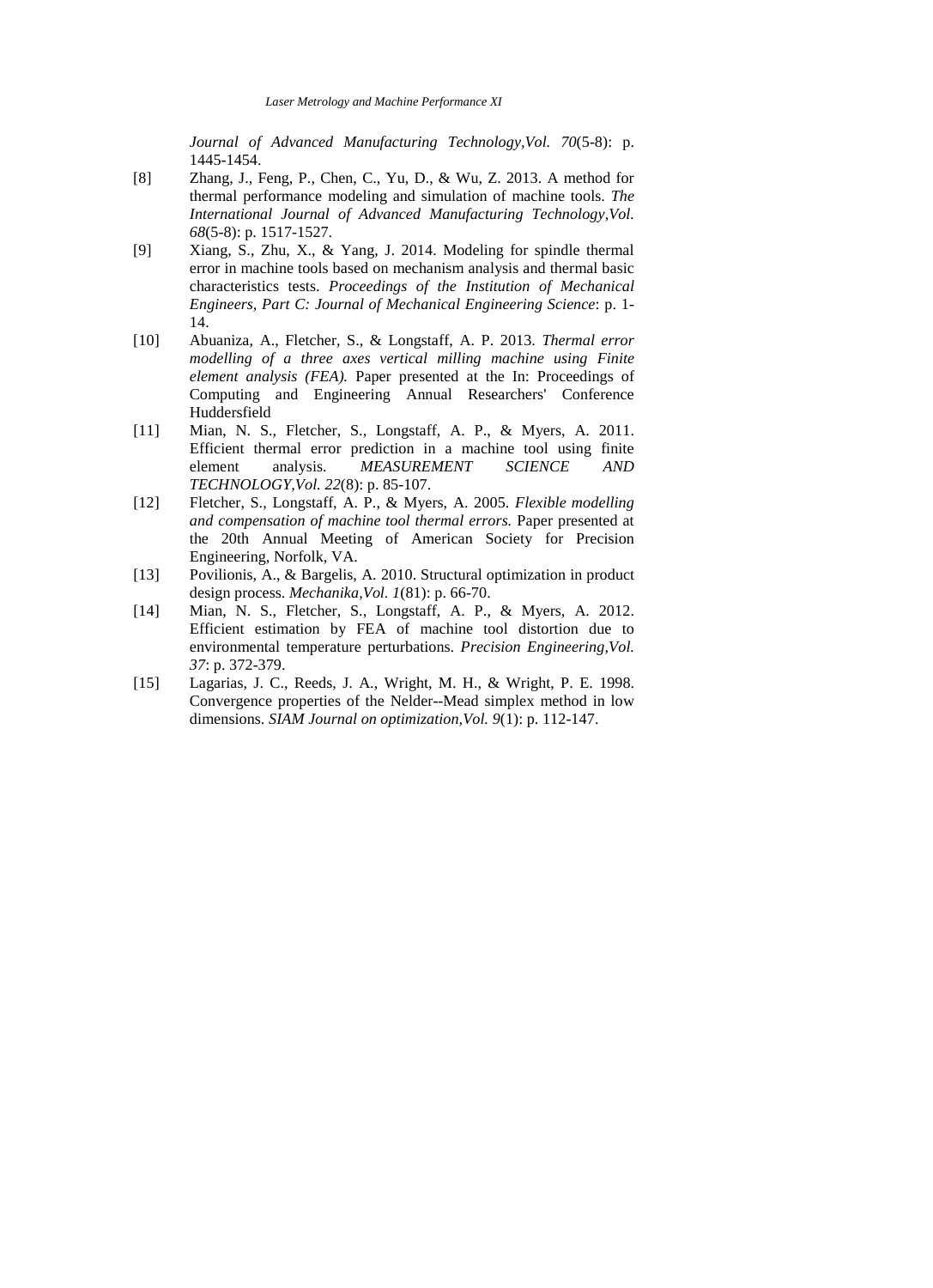*Journal of Advanced Manufacturing Technology,Vol. 70*(5-8): p. 1445-1454.

[8] Zhang, J., Feng, P., Chen, C., Yu, D., & Wu, Z. 2013. A method for thermal performance modeling and simulation of machine tools. *The International Journal of Advanced Manufacturing Technology,Vol. 68*(5-8): p. 1517-1527.

[9] Xiang, S., Zhu, X., & Yang, J. 2014. Modeling for spindle thermal error in machine tools based on mechanism analysis and thermal basic characteristics tests. *Proceedings of the Institution of Mechanical Engineers, Part C: Journal of Mechanical Engineering Science*: p. 1-14.

[10] Abuaniza, A., Fletcher, S., & Longstaff, A. P. 2013. *Thermal error modelling of a three axes vertical milling machine using Finite element analysis (FEA).* Paper presented at the In: Proceedings of Computing and Engineering Annual Researchers' Conference Huddersfield

[11] Mian, N. S., Fletcher, S., Longstaff, A. P., & Myers, A. 2011. Efficient thermal error prediction in a machine tool using finite element analysis. *MEASUREMENT SCIENCE AND TECHNOLOGY,Vol. 22*(8): p. 85-107.

[12] Fletcher, S., Longstaff, A. P., & Myers, A. 2005. *Flexible modelling and compensation of machine tool thermal errors.* Paper presented at the 20th Annual Meeting of American Society for Precision Engineering, Norfolk, VA.

[13] Povilionis, A., & Bargelis, A. 2010. Structural optimization in product design process. *Mechanika,Vol. 1*(81): p. 66-70.

[14] Mian, N. S., Fletcher, S., Longstaff, A. P., & Myers, A. 2012. Efficient estimation by FEA of machine tool distortion due to environmental temperature perturbations. *Precision Engineering,Vol. 37*: p. 372-379.

[15] Lagarias, J. C., Reeds, J. A., Wright, M. H., & Wright, P. E. 1998. Convergence properties of the Nelder--Mead simplex method in low dimensions. *SIAM Journal on optimization,Vol. 9*(1): p. 112-147.